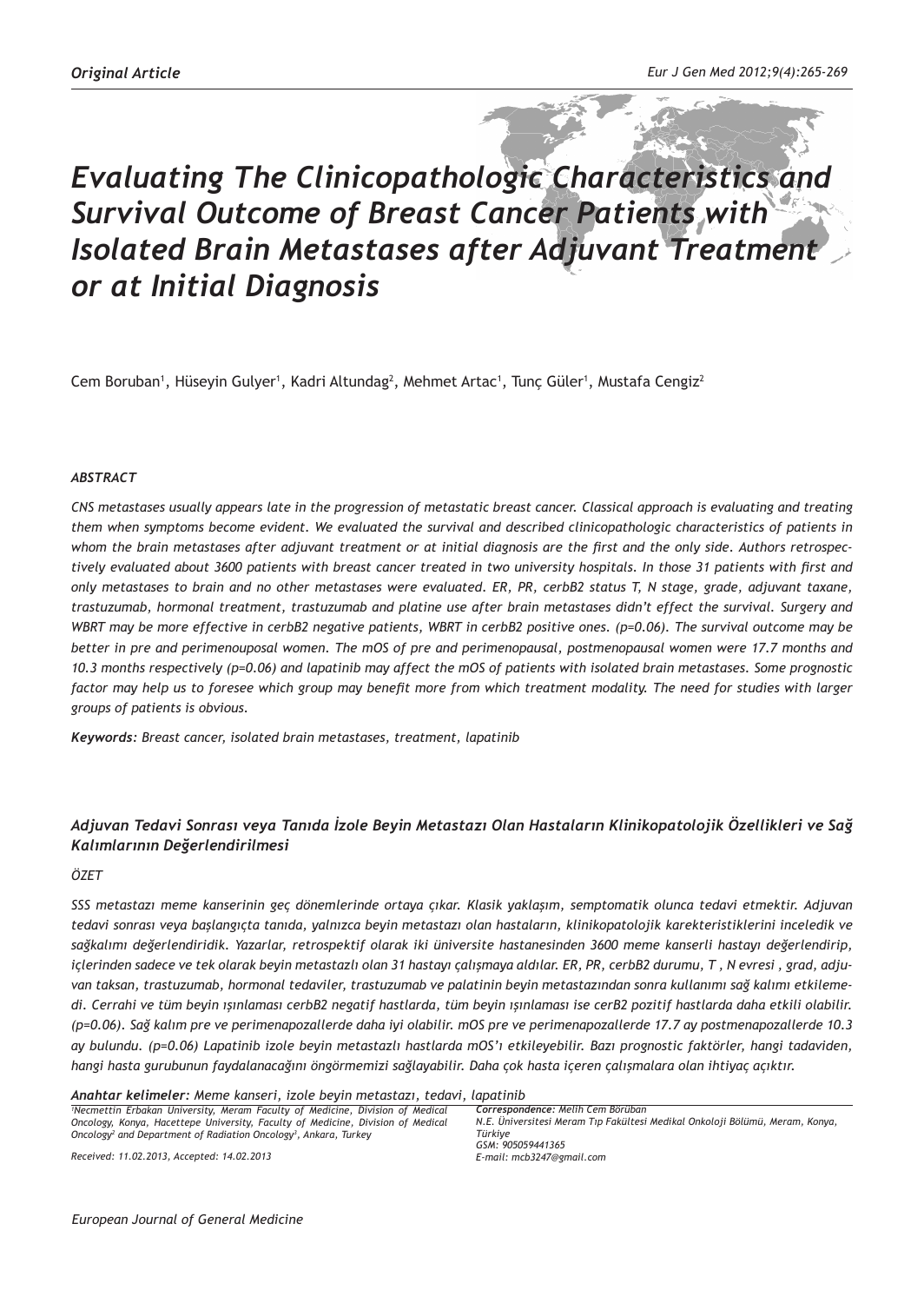*Original Article*

# *Evaluating The Clinicopathologic Characteristics and Survival Outcome of Breast Cancer Patients with Isolated Brain Metastases after Adjuvant Treatment or at Initial Diagnosis*

Cem Boruban[1], Hüseyin Gulyer[1], Kadri Altundag[2], Mehmet Artac[1], Tunç Güler[1], Mustafa Cengiz[2]

### *ABSTRACT*

*CNS metastases usually appears late in the progression of metastatic breast cancer. Classical approach is evaluating and treating them when symptoms become evident. We evaluated the survival and described clinicopathologic characteristics of patients in whom the brain metastases after adjuvant treatment or at initial diagnosis are the first and the only side. Authors retrospectively evaluated about 3600 patients with breast cancer treated in two university hospitals. In those 31 patients with first and only metastases to brain and no other metastases were evaluated. ER, PR, cerbB2 status T, N stage, grade, adjuvant taxane, trastuzumab, hormonal treatment, trastuzumab and platine use after brain metastases didn't effect the survival. Surgery and WBRT may be more effective in cerbB2 negative patients, WBRT in cerbB2 positive ones. (p=0.06). The survival outcome may be better in pre and perimenoupossal women. The mOS of pre and perimenopausal, postmenopausal women were 17.7 months and 10.3 months respectively (p=0.06) and lapatinib may affect the mOS of patients with isolated brain metastases. Some prognostic factor may help us to foresee which group may benefit more from which treatment modality. The need for studies with larger groups of patients is obvious.*

***Keywords:*** *Breast cancer, isolated brain metastases, treatment, lapatinib*

### *Adjuvan Tedavi Sonrası veya Tanıda İzole Beyin Metastazı Olan Hastaların Klinikopatolojik Özellikleri ve Sağ Kalımlarının Değerlendirilmesi*

*ÖZET*

*SSS metastazı meme kanserinin geç dönemlerinde ortaya çıkar. Klasik yaklaşım, semptomatik olunca tedavi etmektir. Adjuvan tedavi sonrası veya başlangıçta tanıda, yalnızca beyin metastazı olan hastaların, klinikopatolojik karekteristiklerini inceledik ve sağkalımı değerlendiridik. Yazarlar, retrospektif olarak iki üniversite hastanesinden 3600 meme kanserli hastayı değerlendirip, içlerinden sadece ve tek olarak beyin metastazlı olan 31 hastayı çalışmaya aldılar. ER, PR, cerbB2 durumu, T , N evresi , grad, adjuvan taksan, trastuzumab, hormonal tedaviler, trastuzumab ve palatinin beyin metastazından sonra kullanımı sağ kalımı etkilemedi. Cerrahi ve tüm beyin ışınlaması cerbB2 negatif hastalarda, tüm beyin ışınlaması ise cerB2 pozitif hastlarda daha etkili olabilir. (p=0.06). Sağ kalım pre ve perimenapozallerde daha iyi olabilir. mOS pre ve perimenapozallerde 17.7 ay postmenapozallerde 10.3 ay bulundu. (p=0.06) Lapatinib izole beyin metastazlı hastlarda mOS'ı etkileyebilir. Bazı prognostic faktörler, hangi tadaviden, hangi hasta gurubunun faydalanacağını öngörmemizi sağlayabilir. Daha çok hasta içeren çalışmalara olan ihtiyaç açıktır.*

***Anahtar kelimeler:*** *Meme kanseri, izole beyin metastazı, tedavi, lapatinib*

*[1]Necmettin Erbakan University, Meram Faculty of Medicine, Division of Medical Oncology, Konya, Hacettepe University, Faculty of Medicine, Division of Medical Oncology[2] and Department of Radiation Oncology[2], Ankara, Turkey*

*Received: 11.02.2013, Accepted: 14.02.2013*

***Correspondence:*** *Melih Cem Börüban*
*N.E. Üniversitesi Meram Tıp Fakültesi Medikal Onkoloji Bölümü, Meram, Konya, Türkiye*
*GSM: 905059441365*
*E-mail: mcb3247@gmail.com*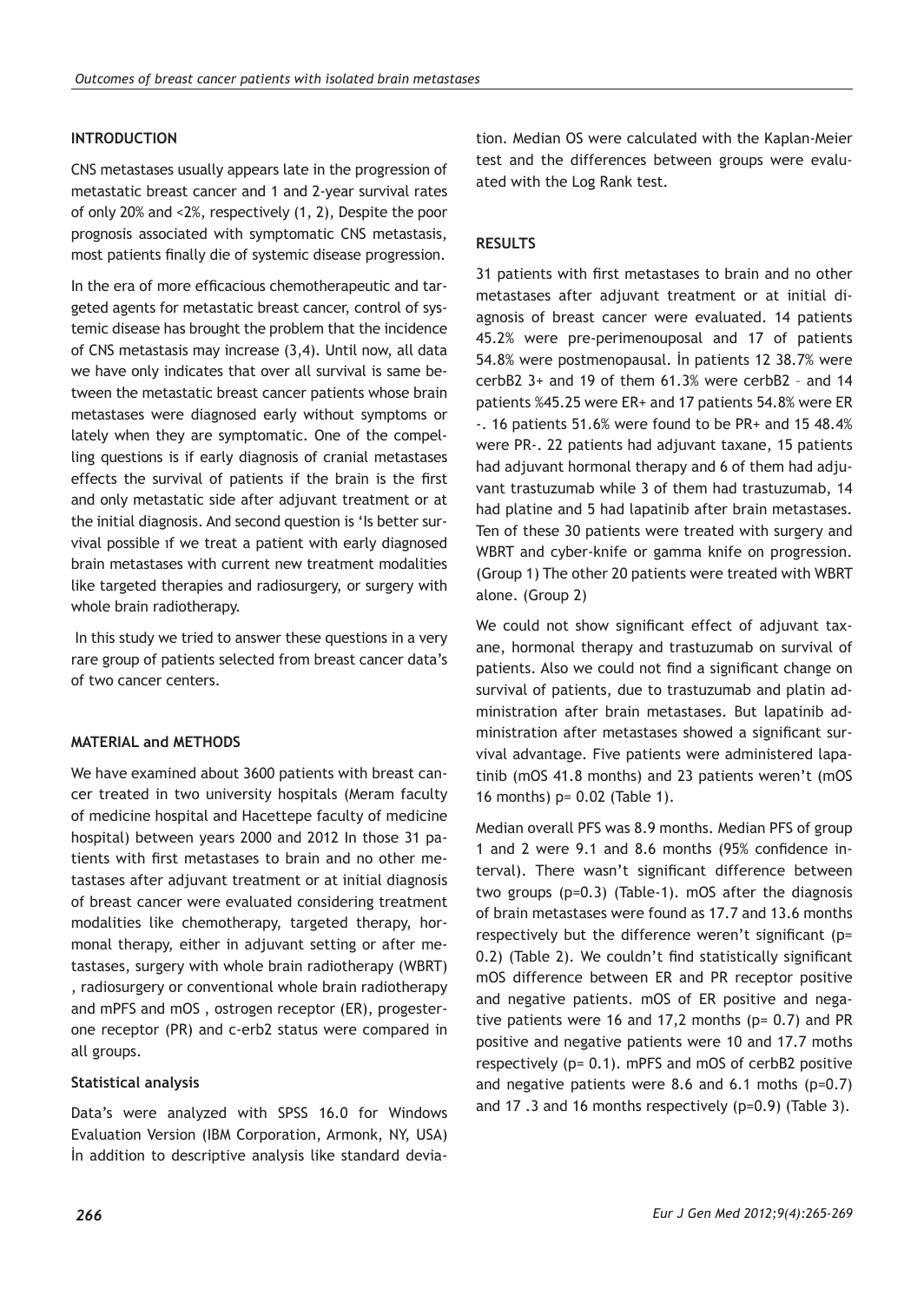## INTRODUCTION

CNS metastases usually appears late in the progression of metastatic breast cancer and 1 and 2-year survival rates of only 20% and <2%, respectively (1, 2), Despite the poor prognosis associated with symptomatic CNS metastasis, most patients finally die of systemic disease progression.

In the era of more efficacious chemotherapeutic and targeted agents for metastatic breast cancer, control of systemic disease has brought the problem that the incidence of CNS metastasis may increase (3,4). Until now, all data we have only indicates that over all survival is same between the metastatic breast cancer patients whose brain metastases were diagnosed early without symptoms or lately when they are symptomatic. One of the compelling questions is if early diagnosis of cranial metastases effects the survival of patients if the brain is the first and only metastatic side after adjuvant treatment or at the initial diagnosis. And second question is 'Is better survival possible ıf we treat a patient with early diagnosed brain metastases with current new treatment modalities like targeted therapies and radiosurgery, or surgery with whole brain radiotherapy.

In this study we tried to answer these questions in a very rare group of patients selected from breast cancer data's of two cancer centers.

## MATERIAL and METHODS

We have examined about 3600 patients with breast cancer treated in two university hospitals (Meram faculty of medicine hospital and Hacettepe faculty of medicine hospital) between years 2000 and 2012 In those 31 patients with first metastases to brain and no other metastases after adjuvant treatment or at initial diagnosis of breast cancer were evaluated considering treatment modalities like chemotherapy, targeted therapy, hormonal therapy, either in adjuvant setting or after metastases, surgery with whole brain radiotherapy (WBRT) , radiosurgery or conventional whole brain radiotherapy and mPFS and mOS , ostrogen receptor (ER), progesterone receptor (PR) and c-erb2 status were compared in all groups.

### Statistical analysis

Data's were analyzed with SPSS 16.0 for Windows Evaluation Version (IBM Corporation, Armonk, NY, USA) İn addition to descriptive analysis like standard deviation. Median OS were calculated with the Kaplan-Meier test and the differences between groups were evaluated with the Log Rank test.

## RESULTS

31 patients with first metastases to brain and no other metastases after adjuvant treatment or at initial diagnosis of breast cancer were evaluated. 14 patients 45.2% were pre-perimenouposal and 17 of patients 54.8% were postmenopausal. İn patients 12 38.7% were cerbB2 3+ and 19 of them 61.3% were cerbB2 – and 14 patients %45.25 were ER+ and 17 patients 54.8% were ER -. 16 patients 51.6% were found to be PR+ and 15 48.4% were PR-. 22 patients had adjuvant taxane, 15 patients had adjuvant hormonal therapy and 6 of them had adjuvant trastuzumab while 3 of them had trastuzumab, 14 had platine and 5 had lapatinib after brain metastases. Ten of these 30 patients were treated with surgery and WBRT and cyber-knife or gamma knife on progression. (Group 1) The other 20 patients were treated with WBRT alone. (Group 2)

We could not show significant effect of adjuvant taxane, hormonal therapy and trastuzumab on survival of patients. Also we could not find a significant change on survival of patients, due to trastuzumab and platin administration after brain metastases. But lapatinib administration after metastases showed a significant survival advantage. Five patients were administered lapatinib (mOS 41.8 months) and 23 patients weren't (mOS 16 months) p= 0.02 (Table 1).

Median overall PFS was 8.9 months. Median PFS of group 1 and 2 were 9.1 and 8.6 months (95% confidence interval). There wasn't significant difference between two groups (p=0.3) (Table-1). mOS after the diagnosis of brain metastases were found as 17.7 and 13.6 months respectively but the difference weren't significant (p= 0.2) (Table 2). We couldn't find statistically significant mOS difference between ER and PR receptor positive and negative patients. mOS of ER positive and negative patients were 16 and 17,2 months (p= 0.7) and PR positive and negative patients were 10 and 17.7 moths respectively (p= 0.1). mPFS and mOS of cerbB2 positive and negative patients were 8.6 and 6.1 moths (p=0.7) and 17 .3 and 16 months respectively (p=0.9) (Table 3).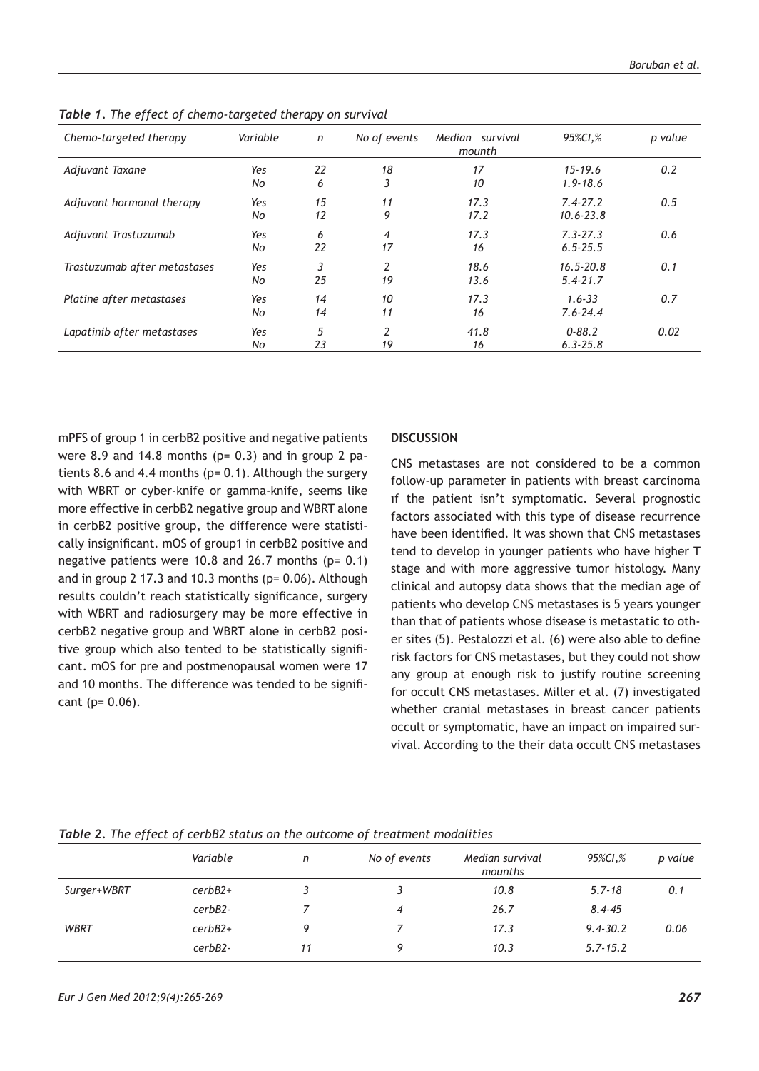*Table 1. The effect of chemo-targeted therapy on survival*

| Chemo-targeted therapy | Variable | n | No of events | Median survival mounth | 95%CI,% | p value |
|---|---|---|---|---|---|---|
| Adjuvant Taxane | Yes | 22 | 18 | 17 | 15-19.6 | 0.2 |
| | No | 6 | 3 | 10 | 1.9-18.6 | |
| Adjuvant hormonal therapy | Yes | 15 | 11 | 17.3 | 7.4-27.2 | 0.5 |
| | No | 12 | 9 | 17.2 | 10.6-23.8 | |
| Adjuvant Trastuzumab | Yes | 6 | 4 | 17.3 | 7.3-27.3 | 0.6 |
| | No | 22 | 17 | 16 | 6.5-25.5 | |
| Trastuzumab after metastases | Yes | 3 | 2 | 18.6 | 16.5-20.8 | 0.1 |
| | No | 25 | 19 | 13.6 | 5.4-21.7 | |
| Platine after metastases | Yes | 14 | 10 | 17.3 | 1.6-33 | 0.7 |
| | No | 14 | 11 | 16 | 7.6-24.4 | |
| Lapatinib after metastases | Yes | 5 | 2 | 41.8 | 0-88.2 | 0.02 |
| | No | 23 | 19 | 16 | 6.3-25.8 | |

mPFS of group 1 in cerbB2 positive and negative patients were 8.9 and 14.8 months (p= 0.3) and in group 2 patients 8.6 and 4.4 months (p= 0.1). Although the surgery with WBRT or cyber-knife or gamma-knife, seems like more effective in cerbB2 negative group and WBRT alone in cerbB2 positive group, the difference were statistically insignificant. mOS of group1 in cerbB2 positive and negative patients were 10.8 and 26.7 months (p= 0.1) and in group 2 17.3 and 10.3 months (p= 0.06). Although results couldn't reach statistically significance, surgery with WBRT and radiosurgery may be more effective in cerbB2 negative group and WBRT alone in cerbB2 positive group which also tented to be statistically significant. mOS for pre and postmenopausal women were 17 and 10 months. The difference was tended to be significant (p= 0.06).

## DISCUSSION

CNS metastases are not considered to be a common follow-up parameter in patients with breast carcinoma ıf the patient isn't symptomatic. Several prognostic factors associated with this type of disease recurrence have been identified. It was shown that CNS metastases tend to develop in younger patients who have higher T stage and with more aggressive tumor histology. Many clinical and autopsy data shows that the median age of patients who develop CNS metastases is 5 years younger than that of patients whose disease is metastatic to other sites (5). Pestalozzi et al. (6) were also able to define risk factors for CNS metastases, but they could not show any group at enough risk to justify routine screening for occult CNS metastases. Miller et al. (7) investigated whether cranial metastases in breast cancer patients occult or symptomatic, have an impact on impaired survival. According to the their data occult CNS metastases

*Table 2. The effect of cerbB2 status on the outcome of treatment modalities*

| | Variable | n | No of events | Median survival mounths | 95%CI,% | p value |
|---|---|---|---|---|---|---|
| Surger+WBRT | cerbB2+ | 3 | 3 | 10.8 | 5.7-18 | 0.1 |
| | cerbB2- | 7 | 4 | 26.7 | 8.4-45 | |
| WBRT | cerbB2+ | 9 | 7 | 17.3 | 9.4-30.2 | 0.06 |
| | cerbB2- | 11 | 9 | 10.3 | 5.7-15.2 | |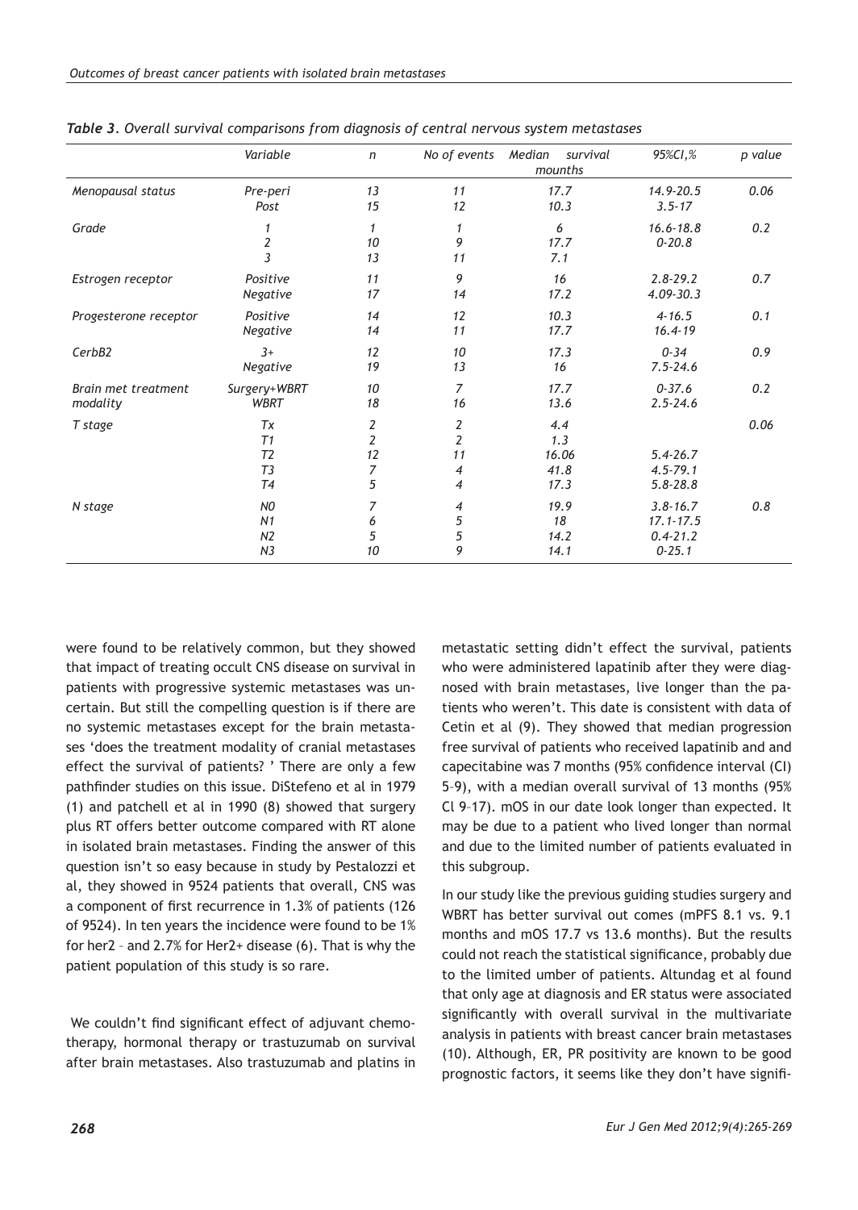*Table 3. Overall survival comparisons from diagnosis of central nervous system metastases*

| | Variable | n | No of events | Median survival mounths | 95%CI,% | p value |
|---|---|---|---|---|---|---|
| Menopausal status | Pre-peri | 13 | 11 | 17.7 | 14.9-20.5 | 0.06 |
| | Post | 15 | 12 | 10.3 | 3.5-17 | |
| Grade | 1 | 1 | 1 | 6 | 16.6-18.8 | 0.2 |
| | 2 | 10 | 9 | 17.7 | 0-20.8 | |
| | 3 | 13 | 11 | 7.1 | | |
| Estrogen receptor | Positive | 11 | 9 | 16 | 2.8-29.2 | 0.7 |
| | Negative | 17 | 14 | 17.2 | 4.09-30.3 | |
| Progesterone receptor | Positive | 14 | 12 | 10.3 | 4-16.5 | 0.1 |
| | Negative | 14 | 11 | 17.7 | 16.4-19 | |
| CerbB2 | 3+ | 12 | 10 | 17.3 | 0-34 | 0.9 |
| | Negative | 19 | 13 | 16 | 7.5-24.6 | |
| Brain met treatment modality | Surgery+WBRT | 10 | 7 | 17.7 | 0-37.6 | 0.2 |
| | WBRT | 18 | 16 | 13.6 | 2.5-24.6 | |
| T stage | Tx | 2 | 2 | 4.4 | | 0.06 |
| | T1 | 2 | 2 | 1.3 | | |
| | T2 | 12 | 11 | 16.06 | 5.4-26.7 | |
| | T3 | 7 | 4 | 41.8 | 4.5-79.1 | |
| | T4 | 5 | 4 | 17.3 | 5.8-28.8 | |
| N stage | N0 | 7 | 4 | 19.9 | 3.8-16.7 | 0.8 |
| | N1 | 6 | 5 | 18 | 17.1-17.5 | |
| | N2 | 5 | 5 | 14.2 | 0.4-21.2 | |
| | N3 | 10 | 9 | 14.1 | 0-25.1 | |

were found to be relatively common, but they showed that impact of treating occult CNS disease on survival in patients with progressive systemic metastases was uncertain. But still the compelling question is if there are no systemic metastases except for the brain metastases 'does the treatment modality of cranial metastases effect the survival of patients? ' There are only a few pathfinder studies on this issue. DiStefeno et al in 1979 (1) and patchell et al in 1990 (8) showed that surgery plus RT offers better outcome compared with RT alone in isolated brain metastases. Finding the answer of this question isn't so easy because in study by Pestalozzi et al, they showed in 9524 patients that overall, CNS was a component of first recurrence in 1.3% of patients (126 of 9524). In ten years the incidence were found to be 1% for her2 – and 2.7% for Her2+ disease (6). That is why the patient population of this study is so rare.

We couldn't find significant effect of adjuvant chemotherapy, hormonal therapy or trastuzumab on survival after brain metastases. Also trastuzumab and platins in metastatic setting didn't effect the survival, patients who were administered lapatinib after they were diagnosed with brain metastases, live longer than the patients who weren't. This date is consistent with data of Cetin et al (9). They showed that median progression free survival of patients who received lapatinib and and capecitabine was 7 months (95% confidence interval (CI) 5–9), with a median overall survival of 13 months (95% Cl 9–17). mOS in our date look longer than expected. It may be due to a patient who lived longer than normal and due to the limited number of patients evaluated in this subgroup.

In our study like the previous guiding studies surgery and WBRT has better survival out comes (mPFS 8.1 vs. 9.1 months and mOS 17.7 vs 13.6 months). But the results could not reach the statistical significance, probably due to the limited umber of patients. Altundag et al found that only age at diagnosis and ER status were associated significantly with overall survival in the multivariate analysis in patients with breast cancer brain metastases (10). Although, ER, PR positivity are known to be good prognostic factors, it seems like they don't have signifi-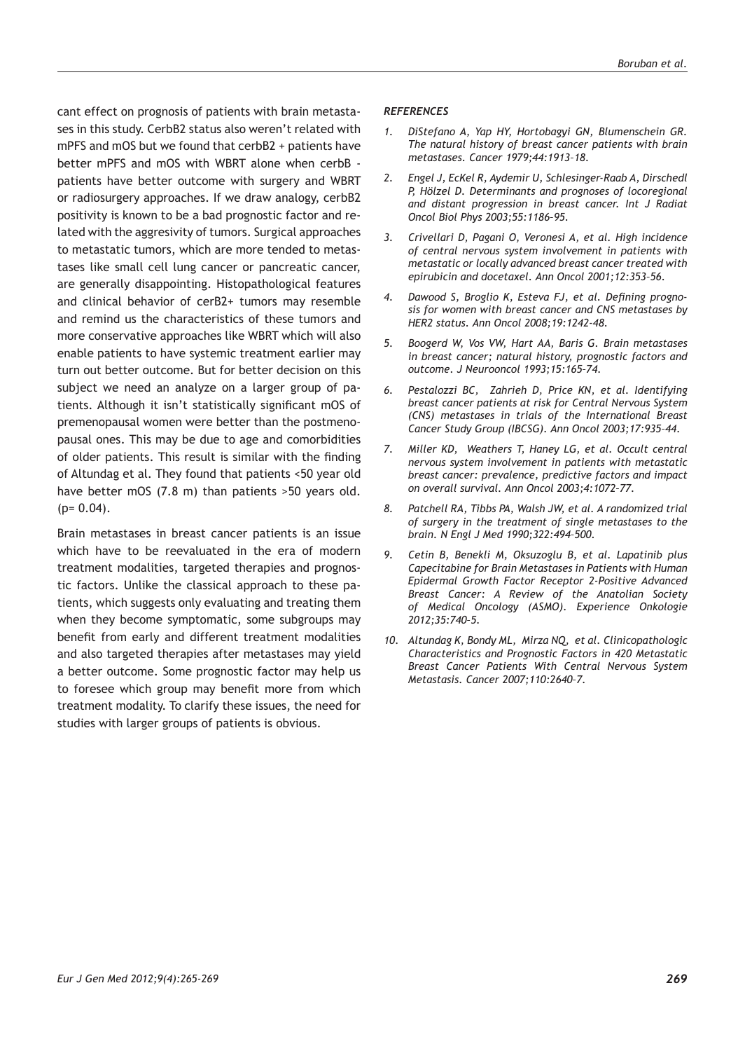cant effect on prognosis of patients with brain metastases in this study. CerbB2 status also weren't related with mPFS and mOS but we found that cerbB2 + patients have better mPFS and mOS with WBRT alone when cerbB - patients have better outcome with surgery and WBRT or radiosurgery approaches. If we draw analogy, cerbB2 positivity is known to be a bad prognostic factor and related with the aggresivity of tumors. Surgical approaches to metastatic tumors, which are more tended to metastases like small cell lung cancer or pancreatic cancer, are generally disappointing. Histopathological features and clinical behavior of cerB2+ tumors may resemble and remind us the characteristics of these tumors and more conservative approaches like WBRT which will also enable patients to have systemic treatment earlier may turn out better outcome. But for better decision on this subject we need an analyze on a larger group of patients. Although it isn't statistically significant mOS of premenopausal women were better than the postmenopausal ones. This may be due to age and comorbidities of older patients. This result is similar with the finding of Altundag et al. They found that patients <50 year old have better mOS (7.8 m) than patients >50 years old. (p= 0.04).

Brain metastases in breast cancer patients is an issue which have to be reevaluated in the era of modern treatment modalities, targeted therapies and prognostic factors. Unlike the classical approach to these patients, which suggests only evaluating and treating them when they become symptomatic, some subgroups may benefit from early and different treatment modalities and also targeted therapies after metastases may yield a better outcome. Some prognostic factor may help us to foresee which group may benefit more from which treatment modality. To clarify these issues, the need for studies with larger groups of patients is obvious.

### *REFERENCES*

1. *DiStefano A, Yap HY, Hortobagyi GN, Blumenschein GR. The natural history of breast cancer patients with brain metastases. Cancer 1979;44:1913-18.*
2. *Engel J, EcKel R, Aydemir U, Schlesinger-Raab A, Dirschedl P, Hölzel D. Determinants and prognoses of locoregional and distant progression in breast cancer. Int J Radiat Oncol Biol Phys 2003;55:1186-95.*
3. *Crivellari D, Pagani O, Veronesi A, et al. High incidence of central nervous system involvement in patients with metastatic or locally advanced breast cancer treated with epirubicin and docetaxel. Ann Oncol 2001;12:353-56.*
4. *Dawood S, Broglio K, Esteva FJ, et al. Defining prognosis for women with breast cancer and CNS metastases by HER2 status. Ann Oncol 2008;19:1242-48.*
5. *Boogerd W, Vos VW, Hart AA, Baris G. Brain metastases in breast cancer; natural history, prognostic factors and outcome. J Neurooncol 1993;15:165-74.*
6. *Pestalozzi BC, Zahrieh D, Price KN, et al. Identifying breast cancer patients at risk for Central Nervous System (CNS) metastases in trials of the International Breast Cancer Study Group (IBCSG). Ann Oncol 2003;17:935-44.*
7. *Miller KD, Weathers T, Haney LG, et al. Occult central nervous system involvement in patients with metastatic breast cancer: prevalence, predictive factors and impact on overall survival. Ann Oncol 2003;4:1072-77.*
8. *Patchell RA, Tibbs PA, Walsh JW, et al. A randomized trial of surgery in the treatment of single metastases to the brain. N Engl J Med 1990;322:494-500.*
9. *Cetin B, Benekli M, Oksuzoglu B, et al. Lapatinib plus Capecitabine for Brain Metastases in Patients with Human Epidermal Growth Factor Receptor 2-Positive Advanced Breast Cancer: A Review of the Anatolian Society of Medical Oncology (ASMO). Experience Onkologie 2012;35:740-5.*
10. *Altundag K, Bondy ML, Mirza NQ, et al. Clinicopathologic Characteristics and Prognostic Factors in 420 Metastatic Breast Cancer Patients With Central Nervous System Metastasis. Cancer 2007;110:2640-7.*